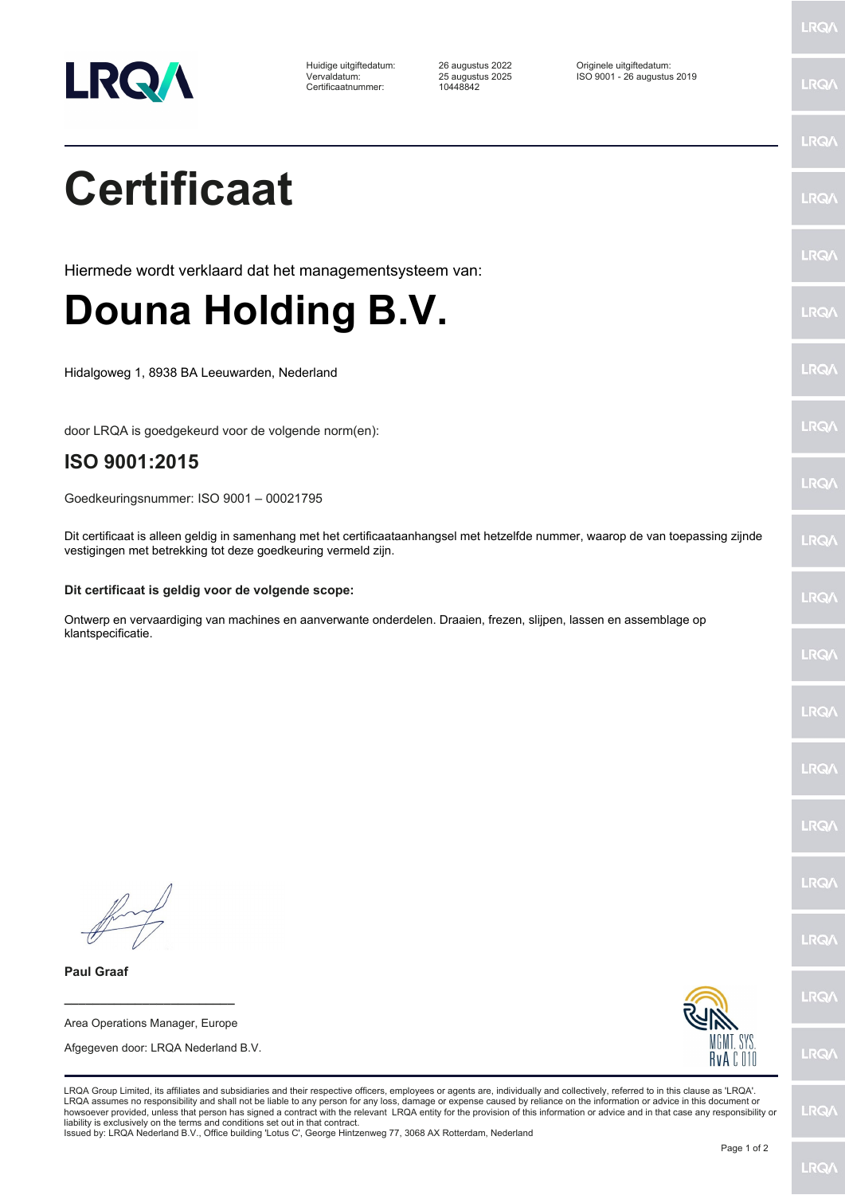| | | |
|---|---|---|
| Huidige uitgiftedatum: | 26 augustus 2022 | Originele uitgiftedatum: |
| Vervaldatum: | 25 augustus 2025 | ISO 9001 - 26 augustus 2019 |
| Certificaatnummer: | 10448842 | |

# Certificaat

Hiermede wordt verklaard dat het managementsysteem van:

# Douna Holding B.V.

Hidalgoweg 1, 8938 BA Leeuwarden, Nederland

door LRQA is goedgekeurd voor de volgende norm(en):

## ISO 9001:2015

Goedkeuringsnummer: ISO 9001 – 00021795

Dit certificaat is alleen geldig in samenhang met het certificaataanhangsel met hetzelfde nummer, waarop de van toepassing zijnde vestigingen met betrekking tot deze goedkeuring vermeld zijn.

**Dit certificaat is geldig voor de volgende scope:**

Ontwerp en vervaardiging van machines en aanverwante onderdelen. Draaien, frezen, slijpen, lassen en assemblage op klantspecificatie.

**Paul Graaf**

Area Operations Manager, Europe

Afgegeven door: LRQA Nederland B.V.

MGMT. SYS. RvA C 010

LRQA Group Limited, its affiliates and subsidiaries and their respective officers, employees or agents are, individually and collectively, referred to in this clause as 'LRQA'. LRQA assumes no responsibility and shall not be liable to any person for any loss, damage or expense caused by reliance on the information or advice in this document or howsoever provided, unless that person has signed a contract with the relevant LRQA entity for the provision of this information or advice and in that case any responsibility or liability is exclusively on the terms and conditions set out in that contract.
Issued by: LRQA Nederland B.V., Office building 'Lotus C', George Hintzenweg 77, 3068 AX Rotterdam, Nederland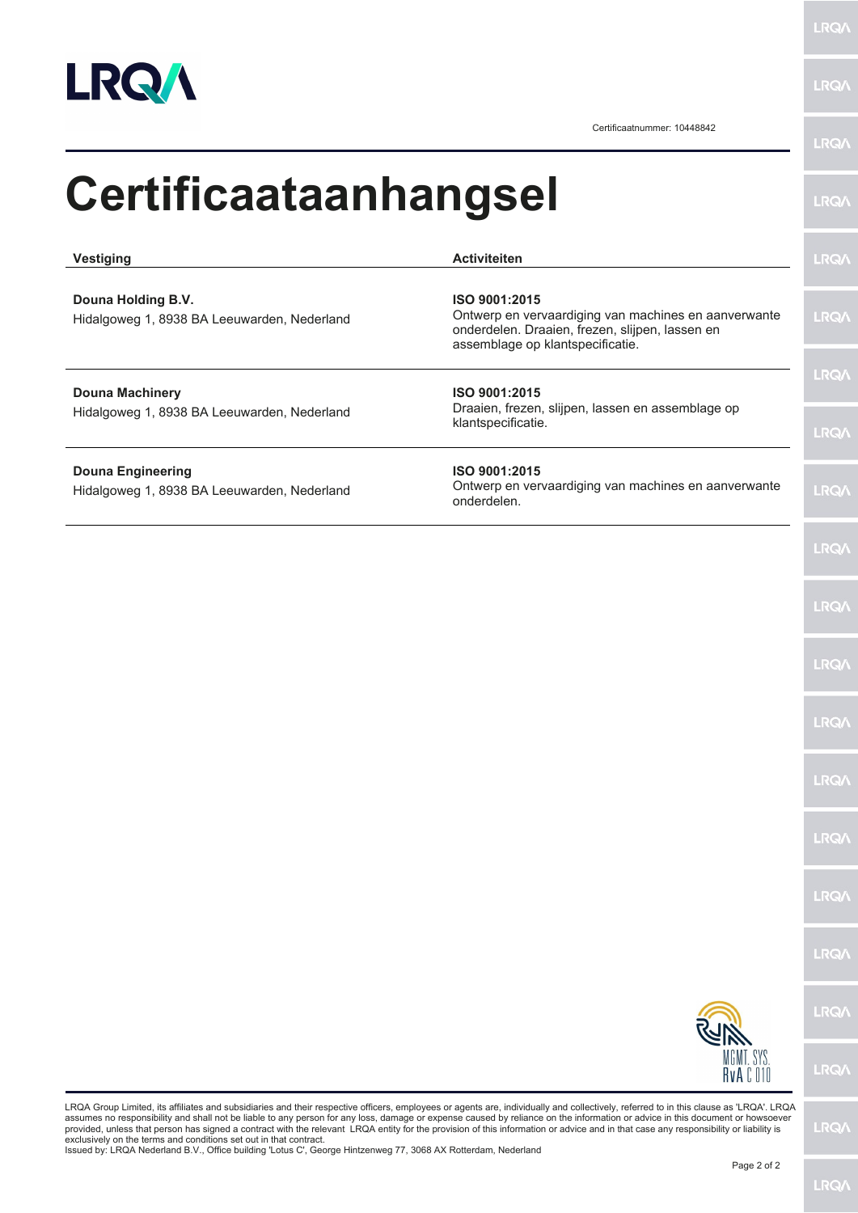Certificaatnummer: 10448842

# Certificaataanhangsel

| Vestiging | Activiteiten |
| --- | --- |
| **Douna Holding B.V.**<br>Hidalgoweg 1, 8938 BA Leeuwarden, Nederland | **ISO 9001:2015**<br>Ontwerp en vervaardiging van machines en aanverwante onderdelen. Draaien, frezen, slijpen, lassen en assemblage op klantspecificatie. |
| **Douna Machinery**<br>Hidalgoweg 1, 8938 BA Leeuwarden, Nederland | **ISO 9001:2015**<br>Draaien, frezen, slijpen, lassen en assemblage op klantspecificatie. |
| **Douna Engineering**<br>Hidalgoweg 1, 8938 BA Leeuwarden, Nederland | **ISO 9001:2015**<br>Ontwerp en vervaardiging van machines en aanverwante onderdelen. |

MGMT. SYS.
RvA C 010

LRQA Group Limited, its affiliates and subsidiaries and their respective officers, employees or agents are, individually and collectively, referred to in this clause as 'LRQA'. LRQA assumes no responsibility and shall not be liable to any person for any loss, damage or expense caused by reliance on the information or advice in this document or howsoever provided, unless that person has signed a contract with the relevant LRQA entity for the provision of this information or advice and in that case any responsibility or liability is exclusively on the terms and conditions set out in that contract.
Issued by: LRQA Nederland B.V., Office building 'Lotus C', George Hintzenweg 77, 3068 AX Rotterdam, Nederland